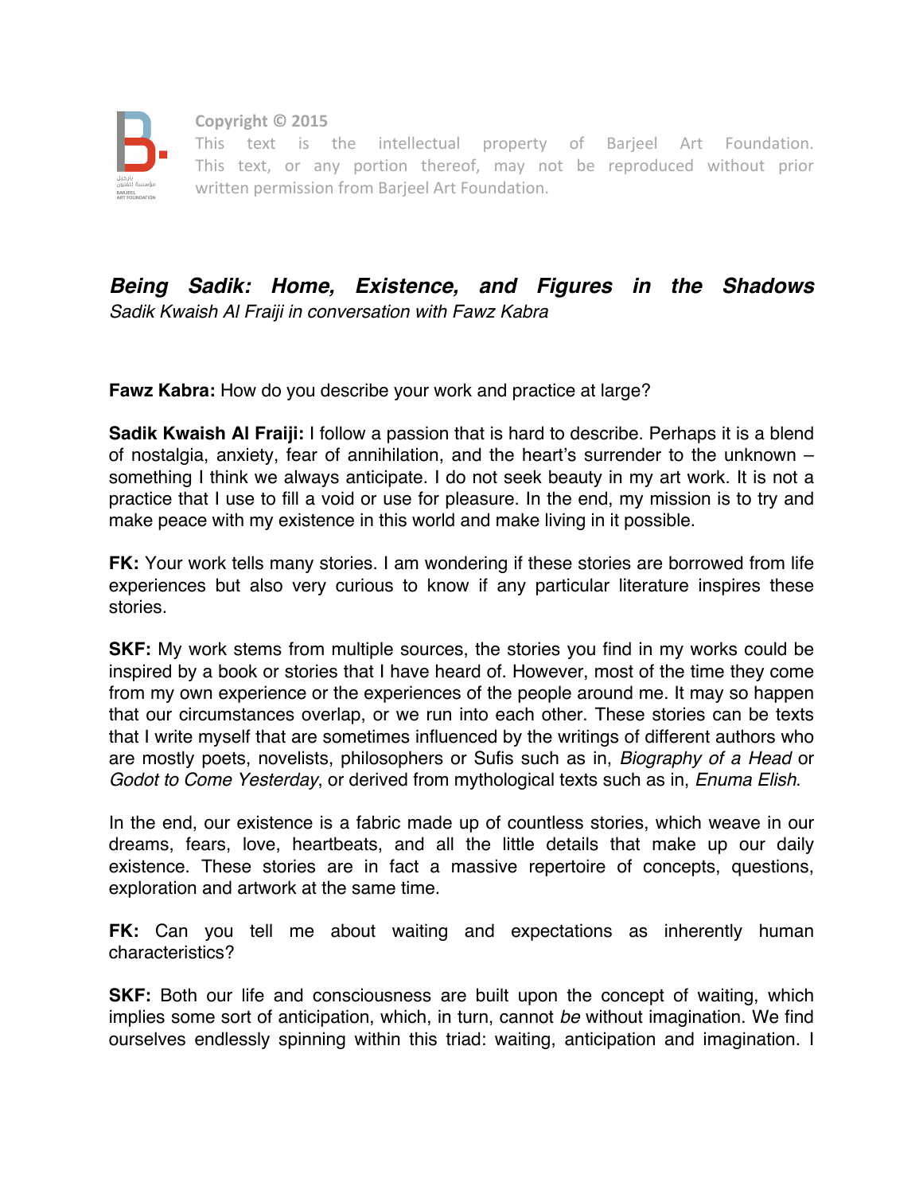Copyright © 2015

This text is the intellectual property of Barjeel Art Foundation. This text, or any portion thereof, may not be reproduced without prior written permission from Barjeel Art Foundation.

# *Being Sadik: Home, Existence, and Figures in the Shadows*

*Sadik Kwaish Al Fraiji in conversation with Fawz Kabra*

**Fawz Kabra:** How do you describe your work and practice at large?

**Sadik Kwaish Al Fraiji:** I follow a passion that is hard to describe. Perhaps it is a blend of nostalgia, anxiety, fear of annihilation, and the heart's surrender to the unknown – something I think we always anticipate. I do not seek beauty in my art work. It is not a practice that I use to fill a void or use for pleasure. In the end, my mission is to try and make peace with my existence in this world and make living in it possible.

**FK:** Your work tells many stories. I am wondering if these stories are borrowed from life experiences but also very curious to know if any particular literature inspires these stories.

**SKF:** My work stems from multiple sources, the stories you find in my works could be inspired by a book or stories that I have heard of. However, most of the time they come from my own experience or the experiences of the people around me. It may so happen that our circumstances overlap, or we run into each other. These stories can be texts that I write myself that are sometimes influenced by the writings of different authors who are mostly poets, novelists, philosophers or Sufis such as in, *Biography of a Head* or *Godot to Come Yesterday*, or derived from mythological texts such as in, *Enuma Elish*.

In the end, our existence is a fabric made up of countless stories, which weave in our dreams, fears, love, heartbeats, and all the little details that make up our daily existence. These stories are in fact a massive repertoire of concepts, questions, exploration and artwork at the same time.

**FK:** Can you tell me about waiting and expectations as inherently human characteristics?

**SKF:** Both our life and consciousness are built upon the concept of waiting, which implies some sort of anticipation, which, in turn, cannot *be* without imagination. We find ourselves endlessly spinning within this triad: waiting, anticipation and imagination. I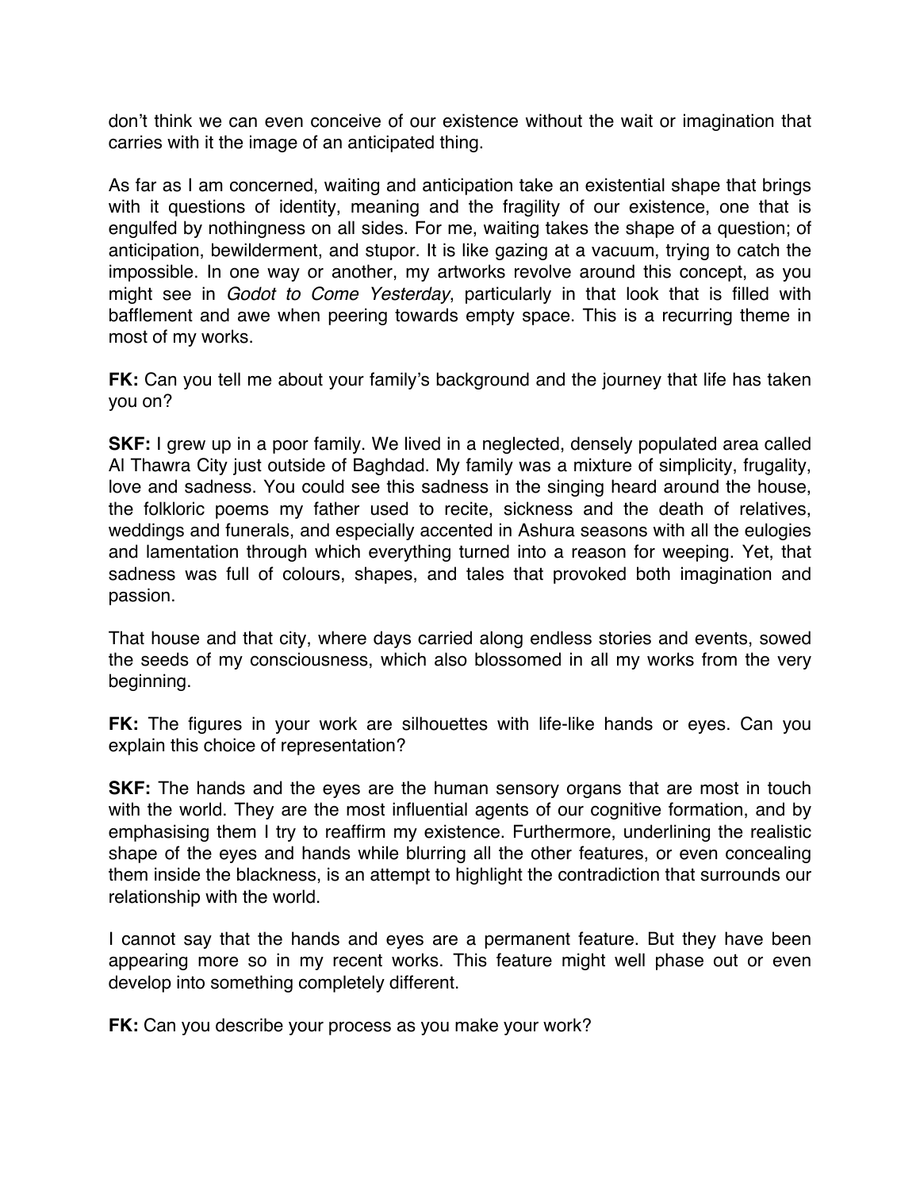don't think we can even conceive of our existence without the wait or imagination that carries with it the image of an anticipated thing.

As far as I am concerned, waiting and anticipation take an existential shape that brings with it questions of identity, meaning and the fragility of our existence, one that is engulfed by nothingness on all sides. For me, waiting takes the shape of a question; of anticipation, bewilderment, and stupor. It is like gazing at a vacuum, trying to catch the impossible. In one way or another, my artworks revolve around this concept, as you might see in *Godot to Come Yesterday*, particularly in that look that is filled with bafflement and awe when peering towards empty space. This is a recurring theme in most of my works.

**FK:** Can you tell me about your family's background and the journey that life has taken you on?

**SKF:** I grew up in a poor family. We lived in a neglected, densely populated area called Al Thawra City just outside of Baghdad. My family was a mixture of simplicity, frugality, love and sadness. You could see this sadness in the singing heard around the house, the folkloric poems my father used to recite, sickness and the death of relatives, weddings and funerals, and especially accented in Ashura seasons with all the eulogies and lamentation through which everything turned into a reason for weeping. Yet, that sadness was full of colours, shapes, and tales that provoked both imagination and passion.

That house and that city, where days carried along endless stories and events, sowed the seeds of my consciousness, which also blossomed in all my works from the very beginning.

**FK:** The figures in your work are silhouettes with life-like hands or eyes. Can you explain this choice of representation?

**SKF:** The hands and the eyes are the human sensory organs that are most in touch with the world. They are the most influential agents of our cognitive formation, and by emphasising them I try to reaffirm my existence. Furthermore, underlining the realistic shape of the eyes and hands while blurring all the other features, or even concealing them inside the blackness, is an attempt to highlight the contradiction that surrounds our relationship with the world.

I cannot say that the hands and eyes are a permanent feature. But they have been appearing more so in my recent works. This feature might well phase out or even develop into something completely different.

**FK:** Can you describe your process as you make your work?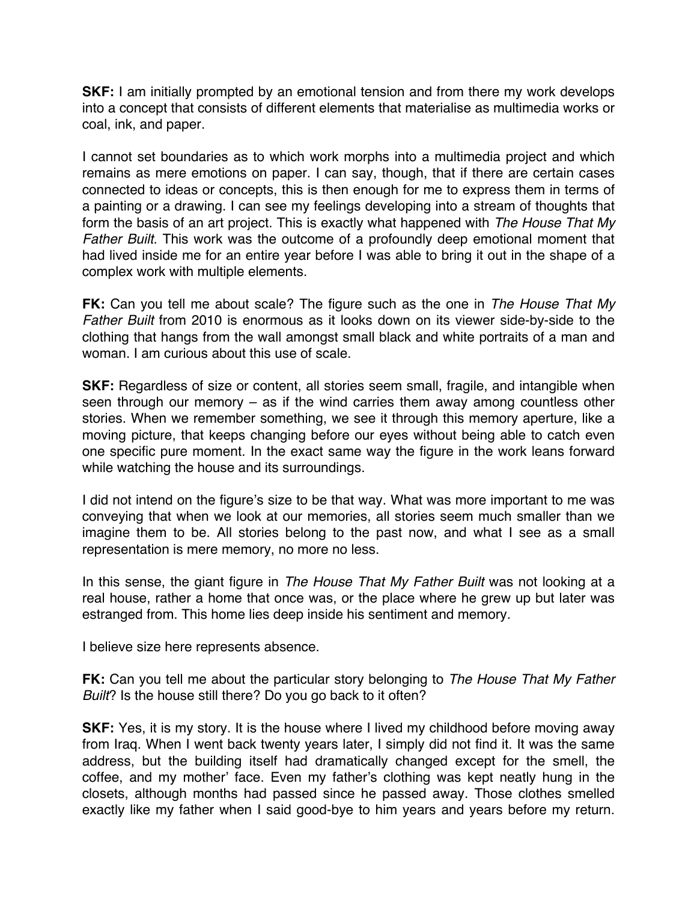**SKF:** I am initially prompted by an emotional tension and from there my work develops into a concept that consists of different elements that materialise as multimedia works or coal, ink, and paper.

I cannot set boundaries as to which work morphs into a multimedia project and which remains as mere emotions on paper. I can say, though, that if there are certain cases connected to ideas or concepts, this is then enough for me to express them in terms of a painting or a drawing. I can see my feelings developing into a stream of thoughts that form the basis of an art project. This is exactly what happened with *The House That My Father Built*. This work was the outcome of a profoundly deep emotional moment that had lived inside me for an entire year before I was able to bring it out in the shape of a complex work with multiple elements.

**FK:** Can you tell me about scale? The figure such as the one in *The House That My Father Built* from 2010 is enormous as it looks down on its viewer side-by-side to the clothing that hangs from the wall amongst small black and white portraits of a man and woman. I am curious about this use of scale.

**SKF:** Regardless of size or content, all stories seem small, fragile, and intangible when seen through our memory – as if the wind carries them away among countless other stories. When we remember something, we see it through this memory aperture, like a moving picture, that keeps changing before our eyes without being able to catch even one specific pure moment. In the exact same way the figure in the work leans forward while watching the house and its surroundings.

I did not intend on the figure's size to be that way. What was more important to me was conveying that when we look at our memories, all stories seem much smaller than we imagine them to be. All stories belong to the past now, and what I see as a small representation is mere memory, no more no less.

In this sense, the giant figure in *The House That My Father Built* was not looking at a real house, rather a home that once was, or the place where he grew up but later was estranged from. This home lies deep inside his sentiment and memory.

I believe size here represents absence.

**FK:** Can you tell me about the particular story belonging to *The House That My Father Built*? Is the house still there? Do you go back to it often?

**SKF:** Yes, it is my story. It is the house where I lived my childhood before moving away from Iraq. When I went back twenty years later, I simply did not find it. It was the same address, but the building itself had dramatically changed except for the smell, the coffee, and my mother' face. Even my father's clothing was kept neatly hung in the closets, although months had passed since he passed away. Those clothes smelled exactly like my father when I said good-bye to him years and years before my return.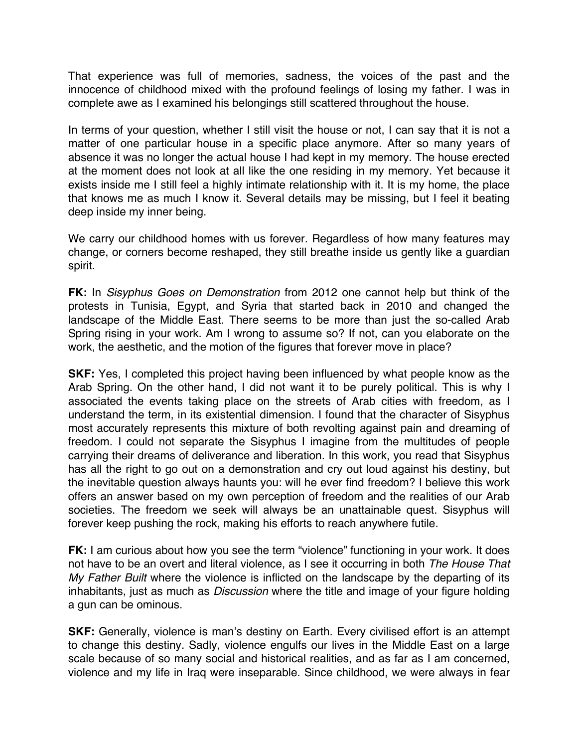That experience was full of memories, sadness, the voices of the past and the innocence of childhood mixed with the profound feelings of losing my father. I was in complete awe as I examined his belongings still scattered throughout the house.

In terms of your question, whether I still visit the house or not, I can say that it is not a matter of one particular house in a specific place anymore. After so many years of absence it was no longer the actual house I had kept in my memory. The house erected at the moment does not look at all like the one residing in my memory. Yet because it exists inside me I still feel a highly intimate relationship with it. It is my home, the place that knows me as much I know it. Several details may be missing, but I feel it beating deep inside my inner being.

We carry our childhood homes with us forever. Regardless of how many features may change, or corners become reshaped, they still breathe inside us gently like a guardian spirit.

**FK:** In *Sisyphus Goes on Demonstration* from 2012 one cannot help but think of the protests in Tunisia, Egypt, and Syria that started back in 2010 and changed the landscape of the Middle East. There seems to be more than just the so-called Arab Spring rising in your work. Am I wrong to assume so? If not, can you elaborate on the work, the aesthetic, and the motion of the figures that forever move in place?

**SKF:** Yes, I completed this project having been influenced by what people know as the Arab Spring. On the other hand, I did not want it to be purely political. This is why I associated the events taking place on the streets of Arab cities with freedom, as I understand the term, in its existential dimension. I found that the character of Sisyphus most accurately represents this mixture of both revolting against pain and dreaming of freedom. I could not separate the Sisyphus I imagine from the multitudes of people carrying their dreams of deliverance and liberation. In this work, you read that Sisyphus has all the right to go out on a demonstration and cry out loud against his destiny, but the inevitable question always haunts you: will he ever find freedom? I believe this work offers an answer based on my own perception of freedom and the realities of our Arab societies. The freedom we seek will always be an unattainable quest. Sisyphus will forever keep pushing the rock, making his efforts to reach anywhere futile.

**FK:** I am curious about how you see the term "violence" functioning in your work. It does not have to be an overt and literal violence, as I see it occurring in both *The House That My Father Built* where the violence is inflicted on the landscape by the departing of its inhabitants, just as much as *Discussion* where the title and image of your figure holding a gun can be ominous.

**SKF:** Generally, violence is man's destiny on Earth. Every civilised effort is an attempt to change this destiny. Sadly, violence engulfs our lives in the Middle East on a large scale because of so many social and historical realities, and as far as I am concerned, violence and my life in Iraq were inseparable. Since childhood, we were always in fear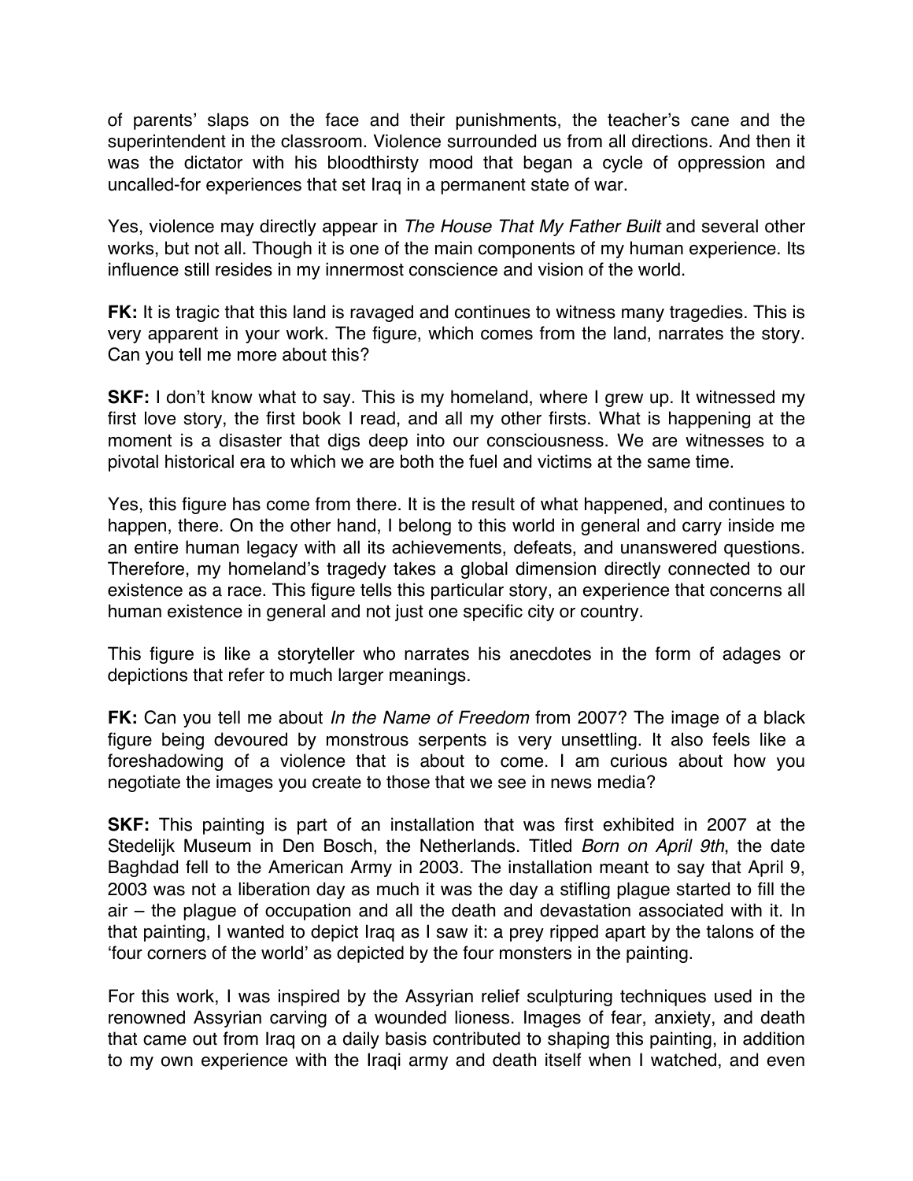of parents' slaps on the face and their punishments, the teacher's cane and the superintendent in the classroom. Violence surrounded us from all directions. And then it was the dictator with his bloodthirsty mood that began a cycle of oppression and uncalled-for experiences that set Iraq in a permanent state of war.

Yes, violence may directly appear in *The House That My Father Built* and several other works, but not all. Though it is one of the main components of my human experience. Its influence still resides in my innermost conscience and vision of the world.

**FK:** It is tragic that this land is ravaged and continues to witness many tragedies. This is very apparent in your work. The figure, which comes from the land, narrates the story. Can you tell me more about this?

**SKF:** I don't know what to say. This is my homeland, where I grew up. It witnessed my first love story, the first book I read, and all my other firsts. What is happening at the moment is a disaster that digs deep into our consciousness. We are witnesses to a pivotal historical era to which we are both the fuel and victims at the same time.

Yes, this figure has come from there. It is the result of what happened, and continues to happen, there. On the other hand, I belong to this world in general and carry inside me an entire human legacy with all its achievements, defeats, and unanswered questions. Therefore, my homeland's tragedy takes a global dimension directly connected to our existence as a race. This figure tells this particular story, an experience that concerns all human existence in general and not just one specific city or country.

This figure is like a storyteller who narrates his anecdotes in the form of adages or depictions that refer to much larger meanings.

**FK:** Can you tell me about *In the Name of Freedom* from 2007? The image of a black figure being devoured by monstrous serpents is very unsettling. It also feels like a foreshadowing of a violence that is about to come. I am curious about how you negotiate the images you create to those that we see in news media?

**SKF:** This painting is part of an installation that was first exhibited in 2007 at the Stedelijk Museum in Den Bosch, the Netherlands. Titled *Born on April 9th*, the date Baghdad fell to the American Army in 2003. The installation meant to say that April 9, 2003 was not a liberation day as much it was the day a stifling plague started to fill the air – the plague of occupation and all the death and devastation associated with it. In that painting, I wanted to depict Iraq as I saw it: a prey ripped apart by the talons of the 'four corners of the world' as depicted by the four monsters in the painting.

For this work, I was inspired by the Assyrian relief sculpturing techniques used in the renowned Assyrian carving of a wounded lioness. Images of fear, anxiety, and death that came out from Iraq on a daily basis contributed to shaping this painting, in addition to my own experience with the Iraqi army and death itself when I watched, and even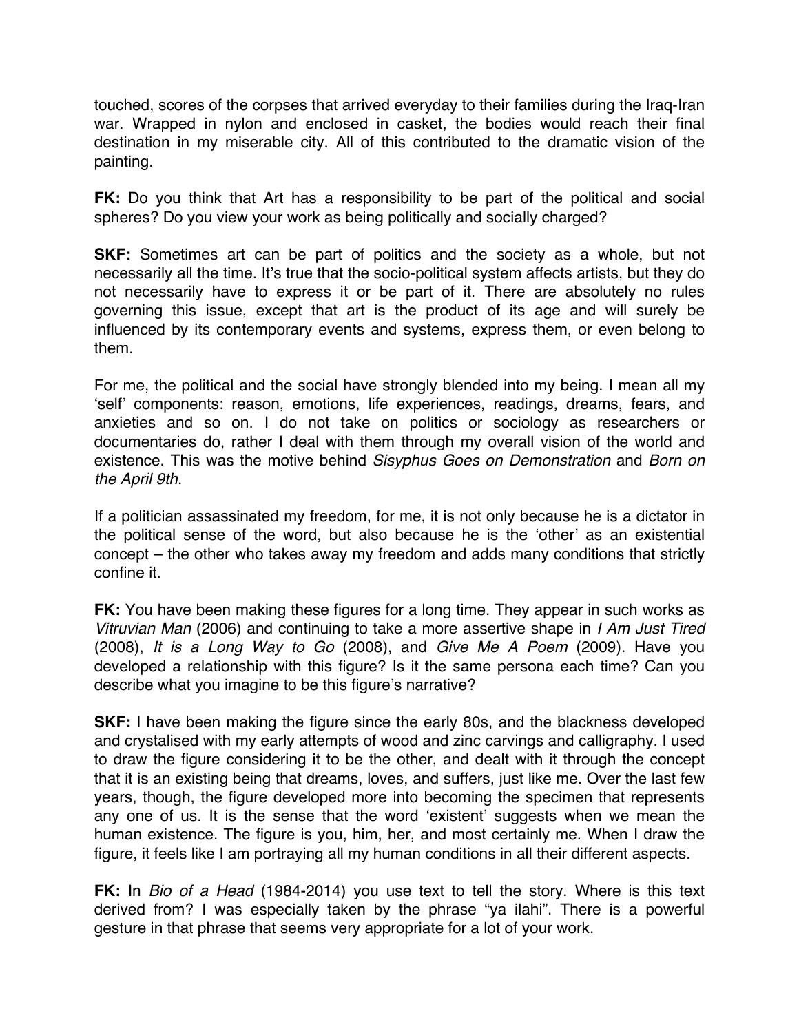touched, scores of the corpses that arrived everyday to their families during the Iraq-Iran war. Wrapped in nylon and enclosed in casket, the bodies would reach their final destination in my miserable city. All of this contributed to the dramatic vision of the painting.

**FK:** Do you think that Art has a responsibility to be part of the political and social spheres? Do you view your work as being politically and socially charged?

**SKF:** Sometimes art can be part of politics and the society as a whole, but not necessarily all the time. It's true that the socio-political system affects artists, but they do not necessarily have to express it or be part of it. There are absolutely no rules governing this issue, except that art is the product of its age and will surely be influenced by its contemporary events and systems, express them, or even belong to them.

For me, the political and the social have strongly blended into my being. I mean all my 'self' components: reason, emotions, life experiences, readings, dreams, fears, and anxieties and so on. I do not take on politics or sociology as researchers or documentaries do, rather I deal with them through my overall vision of the world and existence. This was the motive behind *Sisyphus Goes on Demonstration* and *Born on the April 9th*.

If a politician assassinated my freedom, for me, it is not only because he is a dictator in the political sense of the word, but also because he is the 'other' as an existential concept – the other who takes away my freedom and adds many conditions that strictly confine it.

**FK:** You have been making these figures for a long time. They appear in such works as *Vitruvian Man* (2006) and continuing to take a more assertive shape in *I Am Just Tired* (2008), *It is a Long Way to Go* (2008), and *Give Me A Poem* (2009). Have you developed a relationship with this figure? Is it the same persona each time? Can you describe what you imagine to be this figure's narrative?

**SKF:** I have been making the figure since the early 80s, and the blackness developed and crystalised with my early attempts of wood and zinc carvings and calligraphy. I used to draw the figure considering it to be the other, and dealt with it through the concept that it is an existing being that dreams, loves, and suffers, just like me. Over the last few years, though, the figure developed more into becoming the specimen that represents any one of us. It is the sense that the word 'existent' suggests when we mean the human existence. The figure is you, him, her, and most certainly me. When I draw the figure, it feels like I am portraying all my human conditions in all their different aspects.

**FK:** In *Bio of a Head* (1984-2014) you use text to tell the story. Where is this text derived from? I was especially taken by the phrase "ya ilahi". There is a powerful gesture in that phrase that seems very appropriate for a lot of your work.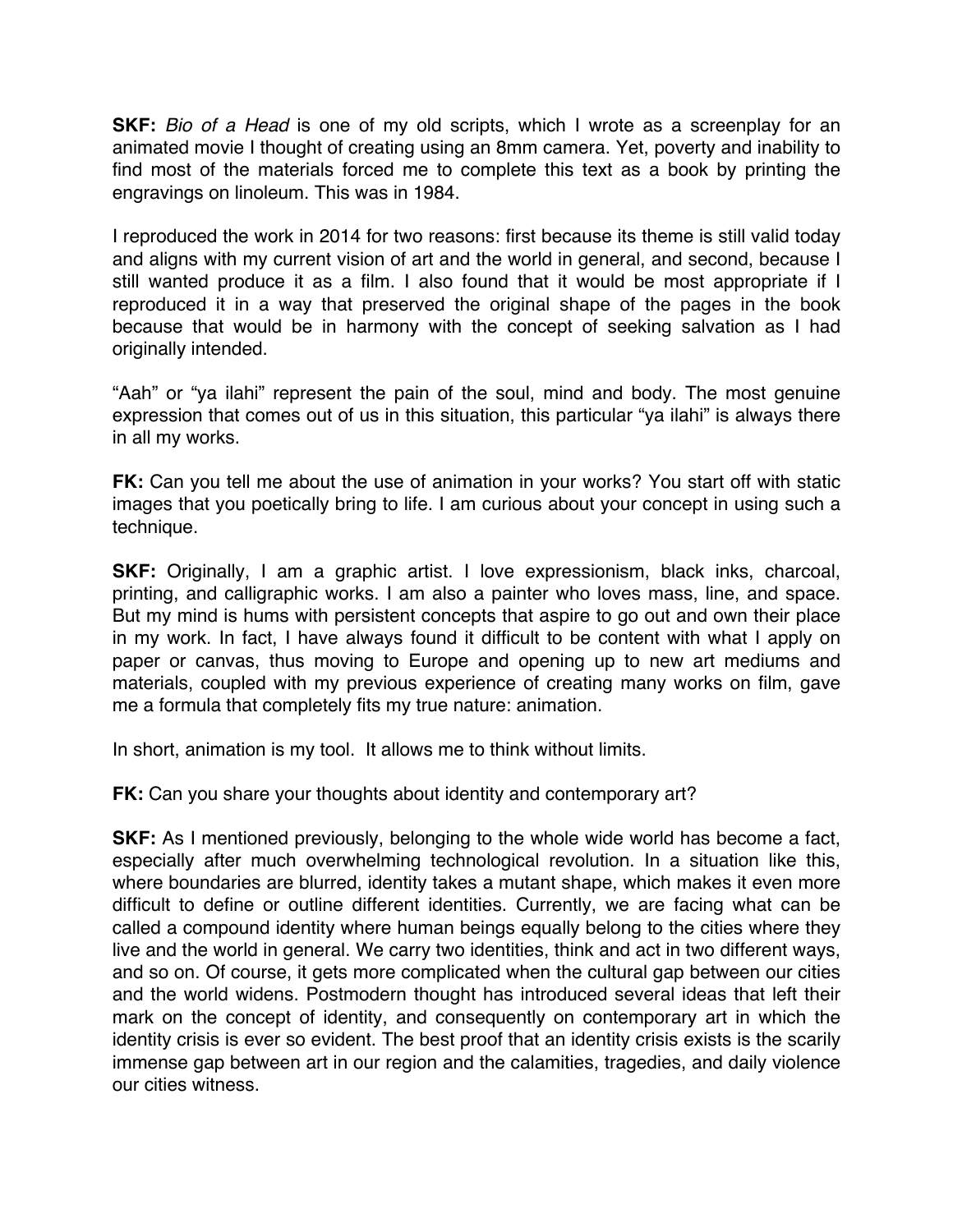**SKF:** *Bio of a Head* is one of my old scripts, which I wrote as a screenplay for an animated movie I thought of creating using an 8mm camera. Yet, poverty and inability to find most of the materials forced me to complete this text as a book by printing the engravings on linoleum. This was in 1984.

I reproduced the work in 2014 for two reasons: first because its theme is still valid today and aligns with my current vision of art and the world in general, and second, because I still wanted produce it as a film. I also found that it would be most appropriate if I reproduced it in a way that preserved the original shape of the pages in the book because that would be in harmony with the concept of seeking salvation as I had originally intended.

"Aah" or "ya ilahi" represent the pain of the soul, mind and body. The most genuine expression that comes out of us in this situation, this particular "ya ilahi" is always there in all my works.

**FK:** Can you tell me about the use of animation in your works? You start off with static images that you poetically bring to life. I am curious about your concept in using such a technique.

**SKF:** Originally, I am a graphic artist. I love expressionism, black inks, charcoal, printing, and calligraphic works. I am also a painter who loves mass, line, and space. But my mind is hums with persistent concepts that aspire to go out and own their place in my work. In fact, I have always found it difficult to be content with what I apply on paper or canvas, thus moving to Europe and opening up to new art mediums and materials, coupled with my previous experience of creating many works on film, gave me a formula that completely fits my true nature: animation.

In short, animation is my tool. It allows me to think without limits.

**FK:** Can you share your thoughts about identity and contemporary art?

**SKF:** As I mentioned previously, belonging to the whole wide world has become a fact, especially after much overwhelming technological revolution. In a situation like this, where boundaries are blurred, identity takes a mutant shape, which makes it even more difficult to define or outline different identities. Currently, we are facing what can be called a compound identity where human beings equally belong to the cities where they live and the world in general. We carry two identities, think and act in two different ways, and so on. Of course, it gets more complicated when the cultural gap between our cities and the world widens. Postmodern thought has introduced several ideas that left their mark on the concept of identity, and consequently on contemporary art in which the identity crisis is ever so evident. The best proof that an identity crisis exists is the scarily immense gap between art in our region and the calamities, tragedies, and daily violence our cities witness.